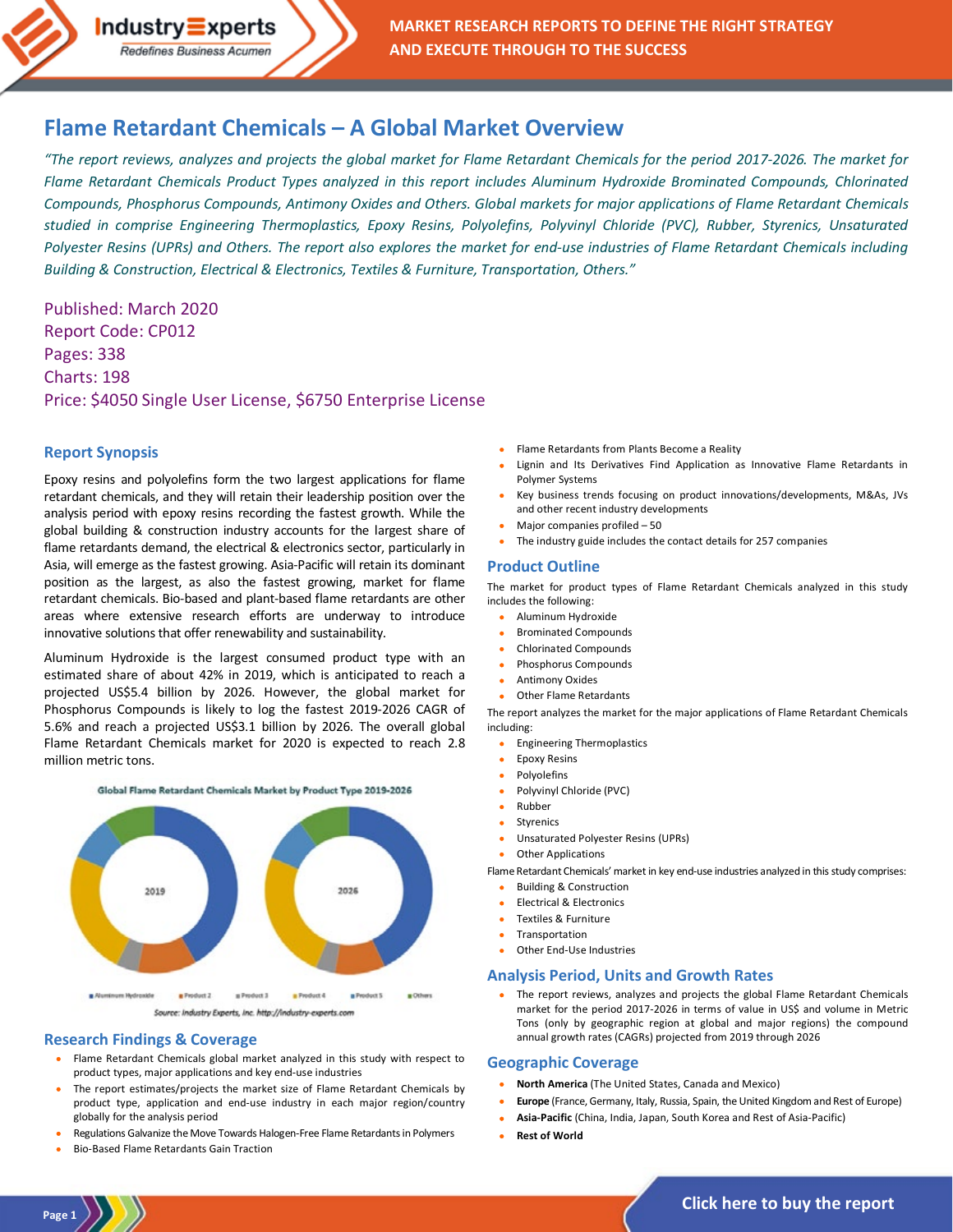# Flame Retardant Chemicals – A Global Market Overview

*"The report reviews, analyzes and projects the global market for Flame Retardant Chemicals for the period 2017-2026. The market for Flame Retardant Chemicals Product Types analyzed in this report includes Aluminum Hydroxide Brominated Compounds, Chlorinated Compounds, Phosphorus Compounds, Antimony Oxides and Others. Global markets for major applications of Flame Retardant Chemicals studied in comprise Engineering Thermoplastics, Epoxy Resins, Polyolefins, Polyvinyl Chloride (PVC), Rubber, Styrenics, Unsaturated Polyester Resins (UPRs) and Others. The report also explores the market for end-use industries of Flame Retardant Chemicals including Building & Construction, Electrical & Electronics, Textiles & Furniture, Transportation, Others."*

Published: March 2020
Report Code: CP012
Pages: 338
Charts: 198
Price: $4050 Single User License, $6750 Enterprise License

## Report Synopsis

Epoxy resins and polyolefins form the two largest applications for flame retardant chemicals, and they will retain their leadership position over the analysis period with epoxy resins recording the fastest growth. While the global building & construction industry accounts for the largest share of flame retardants demand, the electrical & electronics sector, particularly in Asia, will emerge as the fastest growing. Asia-Pacific will retain its dominant position as the largest, as also the fastest growing, market for flame retardant chemicals. Bio-based and plant-based flame retardants are other areas where extensive research efforts are underway to introduce innovative solutions that offer renewability and sustainability.

Aluminum Hydroxide is the largest consumed product type with an estimated share of about 42% in 2019, which is anticipated to reach a projected US$5.4 billion by 2026. However, the global market for Phosphorus Compounds is likely to log the fastest 2019-2026 CAGR of 5.6% and reach a projected US$3.1 billion by 2026. The overall global Flame Retardant Chemicals market for 2020 is expected to reach 2.8 million metric tons.

Global Flame Retardant Chemicals Market by Product Type 2019-2026

2019 | 2026

Aluminum Hydroxide, Product 2, Product 3, Product 4, Product 5, Others

Source: Industry Experts, Inc. http://industry-experts.com

## Research Findings & Coverage

- Flame Retardant Chemicals global market analyzed in this study with respect to product types, major applications and key end-use industries
- The report estimates/projects the market size of Flame Retardant Chemicals by product type, application and end-use industry in each major region/country globally for the analysis period
- Regulations Galvanize the Move Towards Halogen-Free Flame Retardants in Polymers
- Bio-Based Flame Retardants Gain Traction
- Flame Retardants from Plants Become a Reality
- Lignin and Its Derivatives Find Application as Innovative Flame Retardants in Polymer Systems
- Key business trends focusing on product innovations/developments, M&As, JVs and other recent industry developments
- Major companies profiled – 50
- The industry guide includes the contact details for 257 companies

## Product Outline

The market for product types of Flame Retardant Chemicals analyzed in this study includes the following:

- Aluminum Hydroxide
- Brominated Compounds
- Chlorinated Compounds
- Phosphorus Compounds
- Antimony Oxides
- Other Flame Retardants

The report analyzes the market for the major applications of Flame Retardant Chemicals including:

- Engineering Thermoplastics
- Epoxy Resins
- Polyolefins
- Polyvinyl Chloride (PVC)
- Rubber
- Styrenics
- Unsaturated Polyester Resins (UPRs)
- Other Applications

Flame Retardant Chemicals' market in key end-use industries analyzed in this study comprises:

- Building & Construction
- Electrical & Electronics
- Textiles & Furniture
- Transportation
- Other End-Use Industries

## Analysis Period, Units and Growth Rates

- The report reviews, analyzes and projects the global Flame Retardant Chemicals market for the period 2017-2026 in terms of value in US$ and volume in Metric Tons (only by geographic region at global and major regions) the compound annual growth rates (CAGRs) projected from 2019 through 2026

## Geographic Coverage

- **North America** (The United States, Canada and Mexico)
- **Europe** (France, Germany, Italy, Russia, Spain, the United Kingdom and Rest of Europe)
- **Asia-Pacific** (China, India, Japan, South Korea and Rest of Asia-Pacific)
- **Rest of World**

Click here to buy the report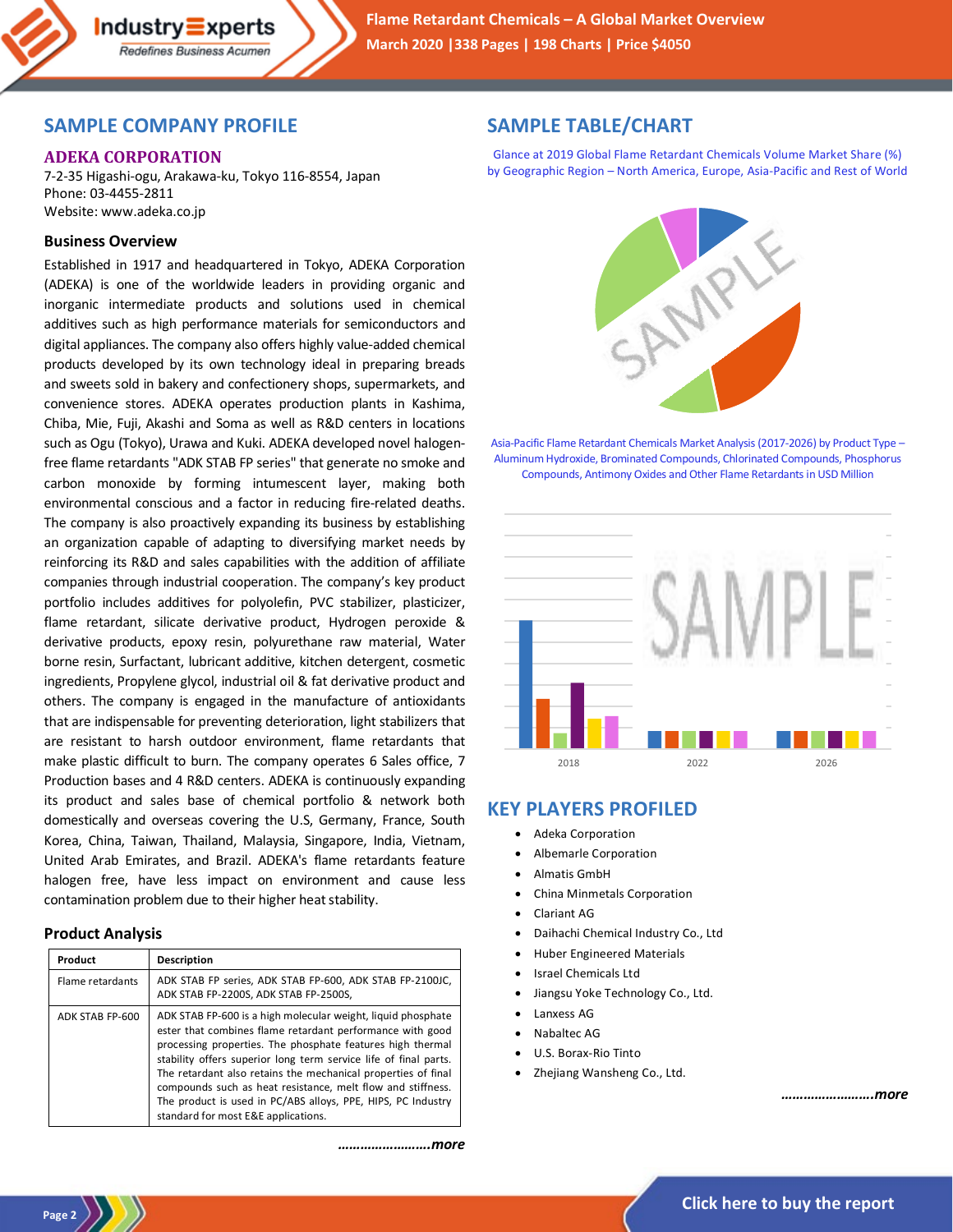## SAMPLE COMPANY PROFILE

### ADEKA CORPORATION

7-2-35 Higashi-ogu, Arakawa-ku, Tokyo 116-8554, Japan
Phone: 03-4455-2811
Website: www.adeka.co.jp

### Business Overview

Established in 1917 and headquartered in Tokyo, ADEKA Corporation (ADEKA) is one of the worldwide leaders in providing organic and inorganic intermediate products and solutions used in chemical additives such as high performance materials for semiconductors and digital appliances. The company also offers highly value-added chemical products developed by its own technology ideal in preparing breads and sweets sold in bakery and confectionery shops, supermarkets, and convenience stores. ADEKA operates production plants in Kashima, Chiba, Mie, Fuji, Akashi and Soma as well as R&D centers in locations such as Ogu (Tokyo), Urawa and Kuki. ADEKA developed novel halogen-free flame retardants "ADK STAB FP series" that generate no smoke and carbon monoxide by forming intumescent layer, making both environmental conscious and a factor in reducing fire-related deaths. The company is also proactively expanding its business by establishing an organization capable of adapting to diversifying market needs by reinforcing its R&D and sales capabilities with the addition of affiliate companies through industrial cooperation. The company's key product portfolio includes additives for polyolefin, PVC stabilizer, plasticizer, flame retardant, silicate derivative product, Hydrogen peroxide & derivative products, epoxy resin, polyurethane raw material, Water borne resin, Surfactant, lubricant additive, kitchen detergent, cosmetic ingredients, Propylene glycol, industrial oil & fat derivative product and others. The company is engaged in the manufacture of antioxidants that are indispensable for preventing deterioration, light stabilizers that are resistant to harsh outdoor environment, flame retardants that make plastic difficult to burn. The company operates 6 Sales office, 7 Production bases and 4 R&D centers. ADEKA is continuously expanding its product and sales base of chemical portfolio & network both domestically and overseas covering the U.S, Germany, France, South Korea, China, Taiwan, Thailand, Malaysia, Singapore, India, Vietnam, United Arab Emirates, and Brazil. ADEKA's flame retardants feature halogen free, have less impact on environment and cause less contamination problem due to their higher heat stability.

### Product Analysis

| Product | Description |
|---|---|
| Flame retardants | ADK STAB FP series, ADK STAB FP-600, ADK STAB FP-2100JC, ADK STAB FP-2200S, ADK STAB FP-2500S, |
| ADK STAB FP-600 | ADK STAB FP-600 is a high molecular weight, liquid phosphate ester that combines flame retardant performance with good processing properties. The phosphate features high thermal stability offers superior long term service life of final parts. The retardant also retains the mechanical properties of final compounds such as heat resistance, melt flow and stiffness. The product is used in PC/ABS alloys, PPE, HIPS, PC Industry standard for most E&E applications. |

***……………………more***

## SAMPLE TABLE/CHART

Glance at 2019 Global Flame Retardant Chemicals Volume Market Share (%) by Geographic Region – North America, Europe, Asia-Pacific and Rest of World

Asia-Pacific Flame Retardant Chemicals Market Analysis (2017-2026) by Product Type – Aluminum Hydroxide, Brominated Compounds, Chlorinated Compounds, Phosphorus Compounds, Antimony Oxides and Other Flame Retardants in USD Million

## KEY PLAYERS PROFILED

- Adeka Corporation
- Albemarle Corporation
- Almatis GmbH
- China Minmetals Corporation
- Clariant AG
- Daihachi Chemical Industry Co., Ltd
- Huber Engineered Materials
- Israel Chemicals Ltd
- Jiangsu Yoke Technology Co., Ltd.
- Lanxess AG
- Nabaltec AG
- U.S. Borax-Rio Tinto
- Zhejiang Wansheng Co., Ltd.

***……………………more***

Click here to buy the report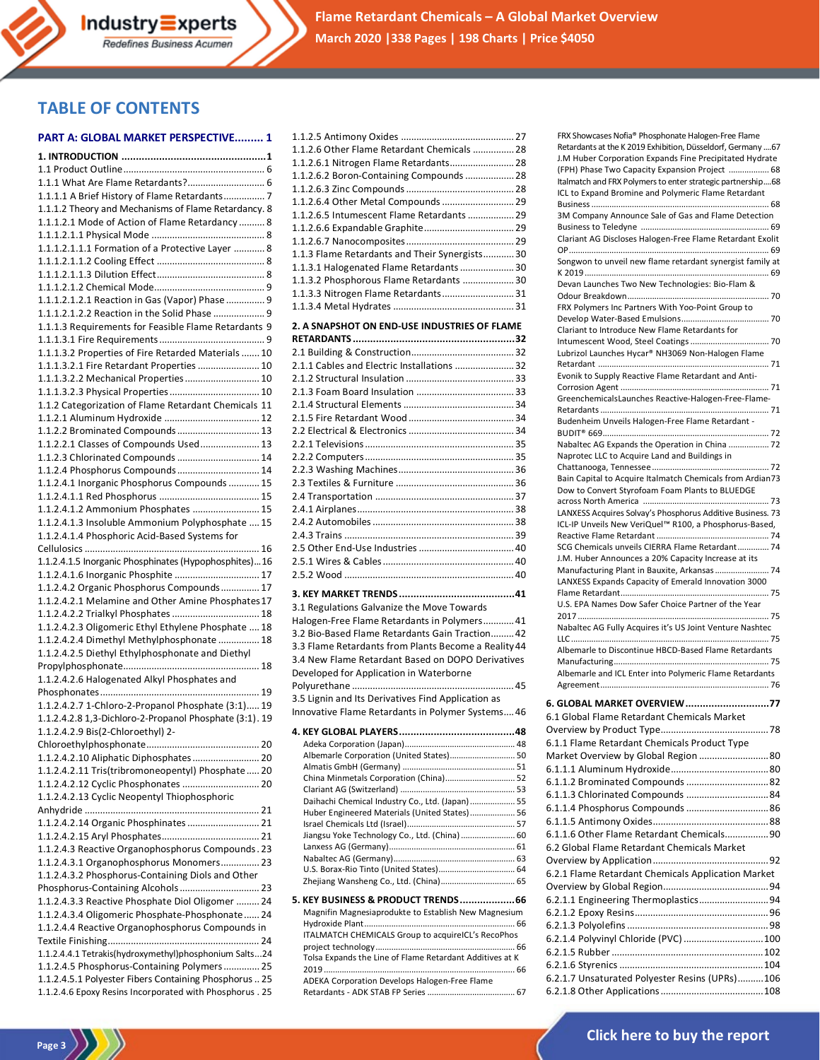# TABLE OF CONTENTS

## PART A: GLOBAL MARKET PERSPECTIVE......... 1

**1. INTRODUCTION ................................................1**

1.1 Product Outline ...................................................... 6
1.1.1 What Are Flame Retardants?.............................. 6
1.1.1.1 A Brief History of Flame Retardants................ 7
1.1.1.2 Theory and Mechanisms of Flame Retardancy. 8
1.1.1.2.1 Mode of Action of Flame Retardancy .......... 8
1.1.1.2.1.1 Physical Mode ............................................ 8
1.1.1.2.1.1.1 Formation of a Protective Layer ............ 8
1.1.1.2.1.1.2 Cooling Effect .......................................... 8
1.1.1.2.1.1.3 Dilution Effect.......................................... 8
1.1.1.2.1.2 Chemical Mode........................................... 9
1.1.1.2.1.2.1 Reaction in Gas (Vapor) Phase ............... 9
1.1.1.2.1.2.2 Reaction in the Solid Phase .................... 9
1.1.1.3 Requirements for Feasible Flame Retardants 9
1.1.1.3.1 Fire Requirements ......................................... 9
1.1.1.3.2 Properties of Fire Retarded Materials ....... 10
1.1.1.3.2.1 Fire Retardant Properties ........................ 10
1.1.1.3.2.2 Mechanical Properties ............................. 10
1.1.1.3.2.3 Physical Properties .................................. 10
1.1.2 Categorization of Flame Retardant Chemicals 11
1.1.2.1 Aluminum Hydroxide ..................................... 12
1.1.2.2 Brominated Compounds ................................ 13
1.1.2.2.1 Classes of Compounds Used....................... 13
1.1.2.3 Chlorinated Compounds ................................ 14
1.1.2.4 Phosphorus Compounds................................ 14
1.1.2.4.1 Inorganic Phosphorus Compounds ........... 15
1.1.2.4.1.1 Red Phosphorus ....................................... 15
1.1.2.4.1.2 Ammonium Phosphates .......................... 15
1.1.2.4.1.3 Insoluble Ammonium Polyphosphate .... 15
1.1.2.4.1.4 Phosphoric Acid-Based Systems for Cellulosics ................................................................... 16
1.1.2.4.1.5 Inorganic Phosphinates (Hypophosphites)... 16
1.1.2.4.1.6 Inorganic Phosphite ................................. 17
1.1.2.4.2 Organic Phosphorus Compounds............... 17
1.1.2.4.2.1 Melamine and Other Amine Phosphates 17
1.1.2.4.2.2 Trialkyl Phosphates ................................. 18
1.1.2.4.2.3 Oligomeric Ethyl Ethylene Phosphate .... 18
1.1.2.4.2.4 Dimethyl Methylphosphonate ................ 18
1.1.2.4.2.5 Diethyl Ethylphosphonate and Diethyl Propylphosphonate.................................................... 18
1.1.2.4.2.6 Halogenated Alkyl Phosphates and Phosphonates............................................................. 19
1.1.2.4.2.7 1-Chloro-2-Propanol Phosphate (3:1)..... 19
1.1.2.4.2.8 1,3-Dichloro-2-Propanol Phosphate (3:1). 19
1.1.2.4.2.9 Bis(2-Chloroethyl) 2-Chloroethylphosphonate........................................... 20
1.1.2.4.2.10 Aliphatic Diphosphates .......................... 20
1.1.2.4.2.11 Tris(tribromoneopentyl) Phosphate ..... 20
1.1.2.4.2.12 Cyclic Phosphonates .............................. 20
1.1.2.4.2.13 Cyclic Neopentyl Thiophosphoric Anhydride ................................................................... 21
1.1.2.4.2.14 Organic Phosphinates ............................ 21
1.1.2.4.2.15 Aryl Phosphates..................................... 21
1.1.2.4.3 Reactive Organophosphorus Compounds . 23
1.1.2.4.3.1 Organophosphorus Monomers............... 23
1.1.2.4.3.2 Phosphorus-Containing Diols and Other Phosphorus-Containing Alcohols.............................. 23
1.1.2.4.3.3 Reactive Phosphate Diol Oligomer ......... 24
1.1.2.4.3.4 Oligomeric Phosphate-Phosphonate...... 24
1.1.2.4.4 Reactive Organophosphorus Compounds in Textile Finishing......................................................... 24
1.1.2.4.4.1 Tetrakis(hydroxymethyl)phosphonium Salts...24
1.1.2.4.5 Phosphorus-Containing Polymers.............. 25
1.1.2.4.5.1 Polyester Fibers Containing Phosphorus .. 25
1.1.2.4.6 Epoxy Resins Incorporated with Phosphorus . 25
1.1.2.5 Antimony Oxides ............................................ 27
1.1.2.6 Other Flame Retardant Chemicals ................ 28
1.1.2.6.1 Nitrogen Flame Retardants......................... 28
1.1.2.6.2 Boron-Containing Compounds ................... 28
1.1.2.6.3 Zinc Compounds .......................................... 28
1.1.2.6.4 Other Metal Compounds ............................ 29
1.1.2.6.5 Intumescent Flame Retardants .................. 29
1.1.2.6.6 Expandable Graphite................................... 29
1.1.2.6.7 Nanocomposites.......................................... 29
1.1.3 Flame Retardants and Their Synergists............ 30
1.1.3.1 Halogenated Flame Retardants ..................... 30
1.1.3.2 Phosphorous Flame Retardants .................... 30
1.1.3.3 Nitrogen Flame Retardants............................ 31
1.1.3.4 Metal Hydrates ............................................... 31

**2. A SNAPSHOT ON END-USE INDUSTRIES OF FLAME RETARDANTS .......................................................32**

2.1 Building & Construction........................................ 32
2.1.1 Cables and Electric Installations ....................... 32
2.1.2 Structural Insulation .......................................... 33
2.1.3 Foam Board Insulation ...................................... 33
2.1.4 Structural Elements ........................................... 34
2.1.5 Fire Retardant Wood ......................................... 34
2.2 Electrical & Electronics ......................................... 34
2.2.1 Televisions.......................................................... 35
2.2.2 Computers.......................................................... 35
2.2.3 Washing Machines............................................. 36
2.3 Textiles & Furniture .............................................. 36
2.4 Transportation ...................................................... 37
2.4.1 Airplanes............................................................. 38
2.4.2 Automobiles....................................................... 38
2.4.3 Trains .................................................................. 39
2.5 Other End-Use Industries ..................................... 40
2.5.1 Wires & Cables ................................................... 40
2.5.2 Wood .................................................................. 40

**3. KEY MARKET TRENDS .......................................41**

3.1 Regulations Galvanize the Move Towards Halogen-Free Flame Retardants in Polymers............ 41
3.2 Bio-Based Flame Retardants Gain Traction......... 42
3.3 Flame Retardants from Plants Become a Reality 44
3.4 New Flame Retardant Based on DOPO Derivatives Developed for Application in Waterborne Polyurethane ............................................................... 45
3.5 Lignin and Its Derivatives Find Application as Innovative Flame Retardants in Polymer Systems.... 46

**4. KEY GLOBAL PLAYERS.......................................48**

Adeka Corporation (Japan)................................................ 48
Albemarle Corporation (United States)............................ 50
Almatis GmbH (Germany) ................................................. 51
China Minmetals Corporation (China).............................. 52
Clariant AG (Switzerland) .................................................. 53
Daihachi Chemical Industry Co., Ltd. (Japan) ................... 55
Huber Engineered Materials (United States)................... 56
Israel Chemicals Ltd (Israel).............................................. 57
Jiangsu Yoke Technology Co., Ltd. (China) ....................... 60
Lanxess AG (Germany)...................................................... 61
Nabaltec AG (Germany)..................................................... 63
U.S. Borax-Rio Tinto (United States)................................. 64
Zhejiang Wansheng Co., Ltd. (China)................................ 65

**5. KEY BUSINESS & PRODUCT TRENDS..................66**

Magnifin Magnesiaprodukte to Establish New Magnesium Hydroxide Plant................................................................. 66
ITALMATCH CHEMICALS Group to acquireICL's RecoPhos project technology........................................................... 66
Tolsa Expands the Line of Flame Retardant Additives at K 2019 .................................................................................. 66
ADEKA Corporation Develops Halogen-Free Flame Retardants - ADK STAB FP Series ...................................... 67
FRX Showcases Nofia® Phosphonate Halogen-Free Flame Retardants at the K 2019 Exhibition, Düsseldorf, Germany ....67
J.M Huber Corporation Expands Fine Precipitated Hydrate (FPH) Phase Two Capacity Expansion Project ................. 68
Italmatch and FRX Polymers to enter strategic partnership....68
ICL to Expand Bromine and Polymeric Flame Retardant Business ............................................................................. 68
3M Company Announce Sale of Gas and Flame Detection Business to Teledyne ........................................................ 69
Clariant AG Discloses Halogen-Free Flame Retardant Exolit OP........................................................................................ 69
Songwon to unveil new flame retardant synergist family at K 2019 ................................................................................ 69
Devan Launches Two New Technologies: Bio-Flam & Odour Breakdown.............................................................. 70
FRX Polymers Inc Partners With Yoo-Point Group to Develop Water-Based Emulsions....................................... 70
Clariant to Introduce New Flame Retardants for Intumescent Wood, Steel Coatings .................................. 70
Lubrizol Launches Hycar® NH3069 Non-Halogen Flame Retardant .......................................................................... 71
Evonik to Supply Reactive Flame Retardant and Anti-Corrosion Agent ................................................................ 71
GreenchemicalsLaunches Reactive-Halogen-Free-Flame-Retardants ......................................................................... 71
Budenheim Unveils Halogen-Free Flame Retardant - BUDIT® 669........................................................................ 72
Nabaltec AG Expands the Operation in China ................. 72
Naprotec LLC to Acquire Land and Buildings in Chattanooga, Tennessee ................................................... 72
Bain Capital to Acquire Italmatch Chemicals from Ardian73
Dow to Convert Styrofoam Foam Plants to BLUEDGE across North America ...................................................... 73
LANXESS Acquires Solvay's Phosphorus Additive Business. 73
ICL-IP Unveils New VeriQuel™ R100, a Phosphorus-Based, Reactive Flame Retardant ................................................. 74
SCG Chemicals unveils CIERRA Flame Retardant............. 74
J.M. Huber Announces a 20% Capacity Increase at its Manufacturing Plant in Bauxite, Arkansas ....................... 74
LANXESS Expands Capacity of Emerald Innovation 3000 Flame Retardant................................................................ 75
U.S. EPA Names Dow Safer Choice Partner of the Year 2017 ................................................................................... 75
Nabaltec AG Fully Acquires it's US Joint Venture Nashtec LLC ...................................................................................... 75
Albemarle to Discontinue HBCD-Based Flame Retardants Manufacturing.................................................................... 75
Albemarle and ICL Enter into Polymeric Flame Retardants Agreement......................................................................... 76

**6. GLOBAL MARKET OVERVIEW............................77**

6.1 Global Flame Retardant Chemicals Market Overview by Product Type.......................................... 78
6.1.1 Flame Retardant Chemicals Product Type Market Overview by Global Region ........................... 80
6.1.1.1 Aluminum Hydroxide...................................... 80
6.1.1.2 Brominated Compounds ................................ 82
6.1.1.3 Chlorinated Compounds ................................ 84
6.1.1.4 Phosphorus Compounds ................................ 86
6.1.1.5 Antimony Oxides............................................. 88
6.1.1.6 Other Flame Retardant Chemicals................. 90
6.2 Global Flame Retardant Chemicals Market Overview by Application ............................................. 92
6.2.1 Flame Retardant Chemicals Application Market Overview by Global Region......................................... 94
6.2.1.1 Engineering Thermoplastics........................... 94
6.2.1.2 Epoxy Resins.................................................... 96
6.2.1.3 Polyolefins ....................................................... 98
6.2.1.4 Polyvinyl Chloride (PVC) ...............................100
6.2.1.5 Rubber ..........................................................102
6.2.1.6 Styrenics .......................................................104
6.2.1.7 Unsaturated Polyester Resins (UPRs)..........106
6.2.1.8 Other Applications .......................................108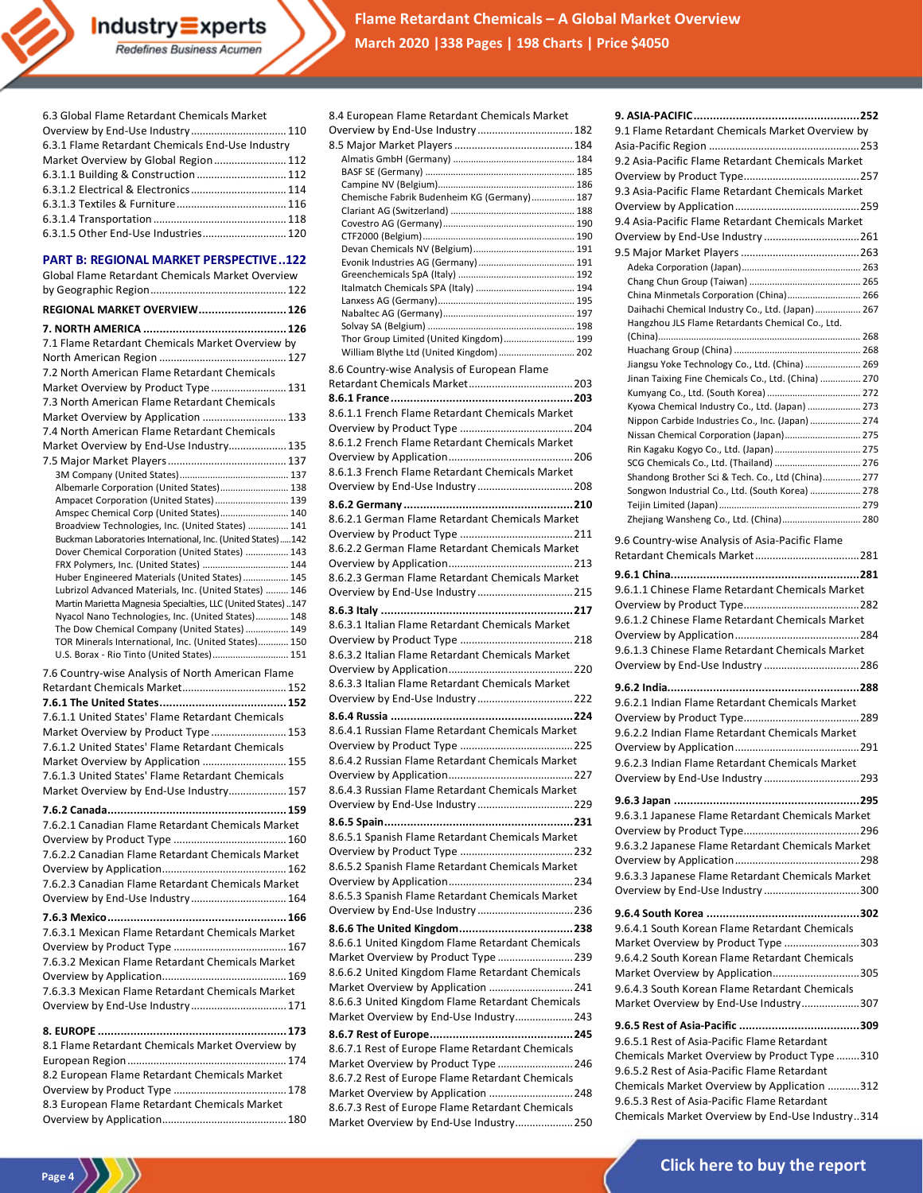6.3 Global Flame Retardant Chemicals Market Overview by End-Use Industry ............................... 110
6.3.1 Flame Retardant Chemicals End-Use Industry Market Overview by Global Region ........................ 112
6.3.1.1 Building & Construction .............................. 112
6.3.1.2 Electrical & Electronics ................................ 114
6.3.1.3 Textiles & Furniture...................................... 116
6.3.1.4 Transportation ............................................. 118
6.3.1.5 Other End-Use Industries............................ 120

**PART B: REGIONAL MARKET PERSPECTIVE..122**
Global Flame Retardant Chemicals Market Overview by Geographic Region.............................................. 122

**REGIONAL MARKET OVERVIEW.......................... 126**

**7. NORTH AMERICA ............................................ 126**
7.1 Flame Retardant Chemicals Market Overview by North American Region ....................................... 127
7.2 North American Flame Retardant Chemicals Market Overview by Product Type ......................... 131
7.3 North American Flame Retardant Chemicals Market Overview by Application ............................ 133
7.4 North American Flame Retardant Chemicals Market Overview by End-Use Industry................... 135
7.5 Major Market Players ........................................ 137
- 3M Company (United States)........................................... 137
- Albemarle Corporation (United States)........................... 138
- Ampacet Corporation (United States)............................. 139
- Amspec Chemical Corp (United States).......................... 140
- Broadview Technologies, Inc. (United States) ................ 141
- Buckman Laboratories International, Inc. (United States).....142
- Dover Chemical Corporation (United States) ................ 143
- FRX Polymers, Inc. (United States) ................................. 144
- Huber Engineered Materials (United States) .................. 145
- Lubrizol Advanced Materials, Inc. (United States) ......... 146
- Martin Marietta Magnesia Specialties, LLC (United States) ..147
- Nyacol Nano Technologies, Inc. (United States)............ 148
- The Dow Chemical Company (United States) ................ 149
- TOR Minerals International, Inc. (United States)........... 150
- U.S. Borax - Rio Tinto (United States)............................. 151

7.6 Country-wise Analysis of North American Flame Retardant Chemicals Market.................................... 152

**7.6.1 The United States...................................... 152**
7.6.1.1 United States' Flame Retardant Chemicals Market Overview by Product Type .......................... 153
7.6.1.2 United States' Flame Retardant Chemicals Market Overview by Application ............................. 155
7.6.1.3 United States' Flame Retardant Chemicals Market Overview by End-Use Industry.................... 157

**7.6.2 Canada...................................................... 159**
7.6.2.1 Canadian Flame Retardant Chemicals Market Overview by Product Type ....................................... 160
7.6.2.2 Canadian Flame Retardant Chemicals Market Overview by Application........................................... 162
7.6.2.3 Canadian Flame Retardant Chemicals Market Overview by End-Use Industry ................................. 164

**7.6.3 Mexico....................................................... 166**
7.6.3.1 Mexican Flame Retardant Chemicals Market Overview by Product Type ....................................... 167
7.6.3.2 Mexican Flame Retardant Chemicals Market Overview by Application........................................... 169
7.6.3.3 Mexican Flame Retardant Chemicals Market Overview by End-Use Industry ................................. 171

**8. EUROPE .......................................................... 173**
8.1 Flame Retardant Chemicals Market Overview by European Region ...................................................... 174
8.2 European Flame Retardant Chemicals Market Overview by Product Type ....................................... 178
8.3 European Flame Retardant Chemicals Market Overview by Application........................................... 180
8.4 European Flame Retardant Chemicals Market Overview by End-Use Industry ................................ 182
8.5 Major Market Players ........................................ 184
- Almatis GmbH (Germany) ............................................... 184
- BASF SE (Germany) ......................................................... 185
- Campine NV (Belgium).................................................... 186
- Chemische Fabrik Budenheim KG (Germany)................ 187
- Clariant AG (Switzerland) ............................................... 188
- Covestro AG (Germany).................................................. 190
- CTF2000 (Belgium)........................................................... 190
- Devan Chemicals NV (Belgium)....................................... 191
- Evonik Industries AG (Germany) ..................................... 191
- Greenchemicals SpA (Italy) ............................................. 192
- Italmatch Chemicals SPA (Italy) ...................................... 194
- Lanxess AG (Germany)..................................................... 195
- Nabaltec AG (Germany).................................................. 197
- Solvay SA (Belgium) ........................................................ 198
- Thor Group Limited (United Kingdom)............................ 199
- William Blythe Ltd (United Kingdom) ............................. 202

8.6 Country-wise Analysis of European Flame Retardant Chemicals Market................................... 203

**8.6.1 France ....................................................... 203**
8.6.1.1 French Flame Retardant Chemicals Market Overview by Product Type ....................................... 204
8.6.1.2 French Flame Retardant Chemicals Market Overview by Application........................................... 206
8.6.1.3 French Flame Retardant Chemicals Market Overview by End-Use Industry ................................. 208

**8.6.2 Germany ................................................... 210**
8.6.2.1 German Flame Retardant Chemicals Market Overview by Product Type ....................................... 211
8.6.2.2 German Flame Retardant Chemicals Market Overview by Application........................................... 213
8.6.2.3 German Flame Retardant Chemicals Market Overview by End-Use Industry ................................. 215

**8.6.3 Italy .......................................................... 217**
8.6.3.1 Italian Flame Retardant Chemicals Market Overview by Product Type ....................................... 218
8.6.3.2 Italian Flame Retardant Chemicals Market Overview by Application........................................... 220
8.6.3.3 Italian Flame Retardant Chemicals Market Overview by End-Use Industry ................................. 222

**8.6.4 Russia ....................................................... 224**
8.6.4.1 Russian Flame Retardant Chemicals Market Overview by Product Type ....................................... 225
8.6.4.2 Russian Flame Retardant Chemicals Market Overview by Application........................................... 227
8.6.4.3 Russian Flame Retardant Chemicals Market Overview by End-Use Industry ................................. 229

**8.6.5 Spain......................................................... 231**
8.6.5.1 Spanish Flame Retardant Chemicals Market Overview by Product Type ....................................... 232
8.6.5.2 Spanish Flame Retardant Chemicals Market Overview by Application........................................... 234
8.6.5.3 Spanish Flame Retardant Chemicals Market Overview by End-Use Industry ................................. 236

**8.6.6 The United Kingdom.................................. 238**
8.6.6.1 United Kingdom Flame Retardant Chemicals Market Overview by Product Type ......................... 239
8.6.6.2 United Kingdom Flame Retardant Chemicals Market Overview by Application ............................ 241
8.6.6.3 United Kingdom Flame Retardant Chemicals Market Overview by End-Use Industry.................... 243

**8.6.7 Rest of Europe........................................... 245**
8.6.7.1 Rest of Europe Flame Retardant Chemicals Market Overview by Product Type ......................... 246
8.6.7.2 Rest of Europe Flame Retardant Chemicals Market Overview by Application ............................ 248
8.6.7.3 Rest of Europe Flame Retardant Chemicals Market Overview by End-Use Industry.................... 250

**9. ASIA-PACIFIC................................................... 252**
9.1 Flame Retardant Chemicals Market Overview by Asia-Pacific Region ................................................... 253
9.2 Asia-Pacific Flame Retardant Chemicals Market Overview by Product Type....................................... 257
9.3 Asia-Pacific Flame Retardant Chemicals Market Overview by Application .......................................... 259
9.4 Asia-Pacific Flame Retardant Chemicals Market Overview by End-Use Industry ................................ 261
9.5 Major Market Players ........................................ 263
- Adeka Corporation (Japan).............................................. 263
- Chang Chun Group (Taiwan) ........................................... 265
- China Minmetals Corporation (China)............................ 266
- Daihachi Chemical Industry Co., Ltd. (Japan) ................. 267
- Hangzhou JLS Flame Retardants Chemical Co., Ltd. (China)............................................................................... 268
- Huachang Group (China) ................................................. 268
- Jiangsu Yoke Technology Co., Ltd. (China) ..................... 269
- Jinan Taixing Fine Chemicals Co., Ltd. (China) ............... 270
- Kumyang Co., Ltd. (South Korea) .................................... 272
- Kyowa Chemical Industry Co., Ltd. (Japan) .................... 273
- Nippon Carbide Industries Co., Inc. (Japan) ................... 274
- Nissan Chemical Corporation (Japan)............................. 275
- Rin Kagaku Kogyo Co., Ltd. (Japan) ................................. 275
- SCG Chemicals Co., Ltd. (Thailand) ................................. 276
- Shandong Brother Sci & Tech. Co., Ltd (China).............. 277
- Songwon Industrial Co., Ltd. (South Korea) ................... 278
- Teijin Limited (Japan)....................................................... 279
- Zhejiang Wansheng Co., Ltd. (China).............................. 280

9.6 Country-wise Analysis of Asia-Pacific Flame Retardant Chemicals Market................................... 281

**9.6.1 China......................................................... 281**
9.6.1.1 Chinese Flame Retardant Chemicals Market Overview by Product Type....................................... 282
9.6.1.2 Chinese Flame Retardant Chemicals Market Overview by Application.......................................... 284
9.6.1.3 Chinese Flame Retardant Chemicals Market Overview by End-Use Industry ................................ 286

**9.6.2 India.......................................................... 288**
9.6.2.1 Indian Flame Retardant Chemicals Market Overview by Product Type....................................... 289
9.6.2.2 Indian Flame Retardant Chemicals Market Overview by Application.......................................... 291
9.6.2.3 Indian Flame Retardant Chemicals Market Overview by End-Use Industry ................................ 293

**9.6.3 Japan ........................................................ 295**
9.6.3.1 Japanese Flame Retardant Chemicals Market Overview by Product Type....................................... 296
9.6.3.2 Japanese Flame Retardant Chemicals Market Overview by Application.......................................... 298
9.6.3.3 Japanese Flame Retardant Chemicals Market Overview by End-Use Industry ................................ 300

**9.6.4 South Korea .............................................. 302**
9.6.4.1 South Korean Flame Retardant Chemicals Market Overview by Product Type ......................... 303
9.6.4.2 South Korean Flame Retardant Chemicals Market Overview by Application............................. 305
9.6.4.3 South Korean Flame Retardant Chemicals Market Overview by End-Use Industry................... 307

**9.6.5 Rest of Asia-Pacific .................................... 309**
9.6.5.1 Rest of Asia-Pacific Flame Retardant Chemicals Market Overview by Product Type ........310
9.6.5.2 Rest of Asia-Pacific Flame Retardant Chemicals Market Overview by Application ...........312
9.6.5.3 Rest of Asia-Pacific Flame Retardant Chemicals Market Overview by End-Use Industry..314

Click here to buy the report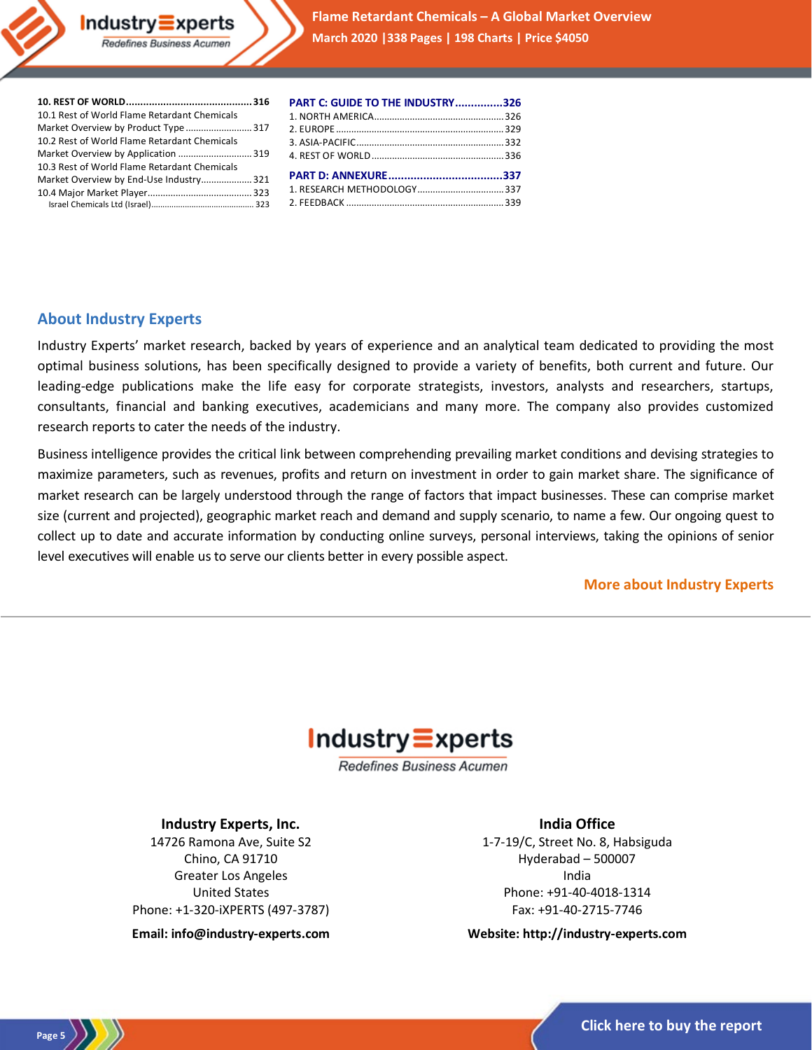**10. REST OF WORLD ........................................... 316**

10.1 Rest of World Flame Retardant Chemicals Market Overview by Product Type .......................... 317

10.2 Rest of World Flame Retardant Chemicals Market Overview by Application ............................ 319

10.3 Rest of World Flame Retardant Chemicals Market Overview by End-Use Industry.................... 321

10.4 Major Market Player......................................... 323

Israel Chemicals Ltd (Israel)............................................ 323

**PART C: GUIDE TO THE INDUSTRY...............326**

1. NORTH AMERICA.................................................. 326
2. EUROPE ................................................................. 329
3. ASIA-PACIFIC......................................................... 332
4. REST OF WORLD.................................................... 336

**PART D: ANNEXURE....................................337**

1. RESEARCH METHODOLOGY.................................. 337
2. FEEDBACK ............................................................. 339

## About Industry Experts

Industry Experts' market research, backed by years of experience and an analytical team dedicated to providing the most optimal business solutions, has been specifically designed to provide a variety of benefits, both current and future. Our leading-edge publications make the life easy for corporate strategists, investors, analysts and researchers, startups, consultants, financial and banking executives, academicians and many more. The company also provides customized research reports to cater the needs of the industry.

Business intelligence provides the critical link between comprehending prevailing market conditions and devising strategies to maximize parameters, such as revenues, profits and return on investment in order to gain market share. The significance of market research can be largely understood through the range of factors that impact businesses. These can comprise market size (current and projected), geographic market reach and demand and supply scenario, to name a few. Our ongoing quest to collect up to date and accurate information by conducting online surveys, personal interviews, taking the opinions of senior level executives will enable us to serve our clients better in every possible aspect.

**More about Industry Experts**

Industry Experts
Redefines Business Acumen

**Industry Experts, Inc.**
14726 Ramona Ave, Suite S2
Chino, CA 91710
Greater Los Angeles
United States
Phone: +1-320-iXPERTS (497-3787)

**Email: info@industry-experts.com**

**India Office**
1-7-19/C, Street No. 8, Habsiguda
Hyderabad – 500007
India
Phone: +91-40-4018-1314
Fax: +91-40-2715-7746

**Website: http://industry-experts.com**

**Click here to buy the report**